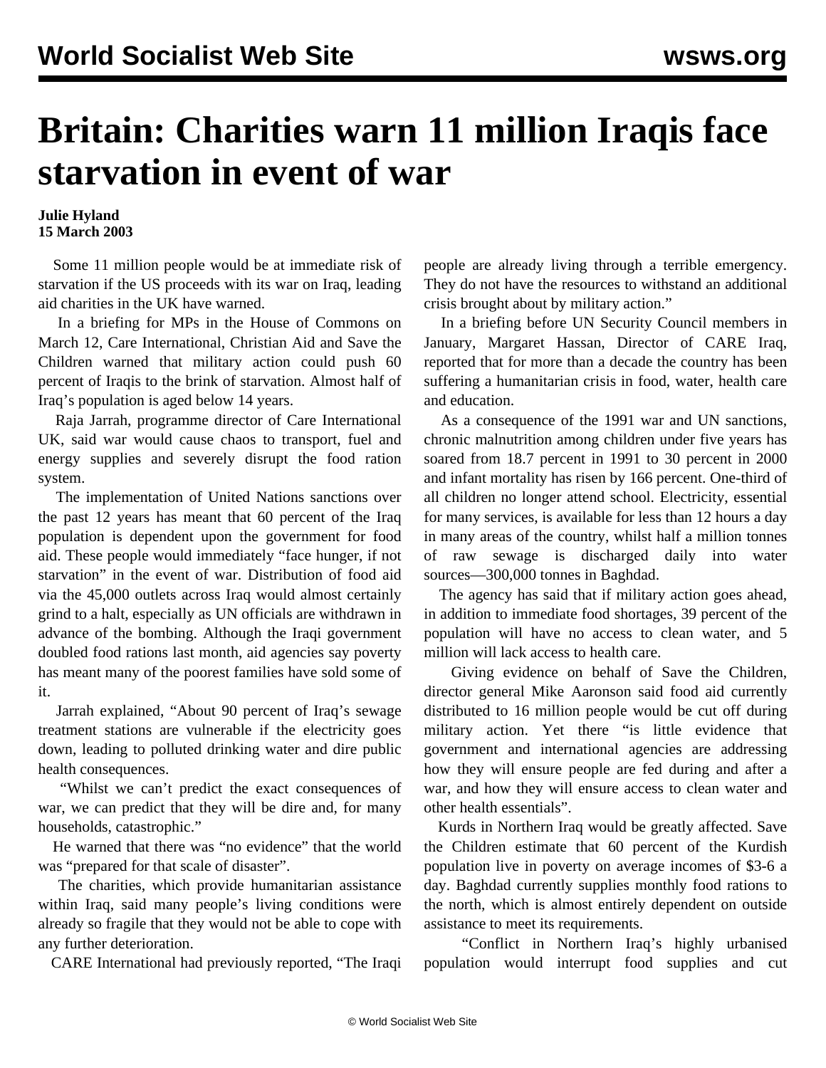# Britain: Charities warn 11 million Iraqis face starvation in event of war

**Julie Hyland**
**15 March 2003**

Some 11 million people would be at immediate risk of starvation if the US proceeds with its war on Iraq, leading aid charities in the UK have warned.

In a briefing for MPs in the House of Commons on March 12, Care International, Christian Aid and Save the Children warned that military action could push 60 percent of Iraqis to the brink of starvation. Almost half of Iraq's population is aged below 14 years.

Raja Jarrah, programme director of Care International UK, said war would cause chaos to transport, fuel and energy supplies and severely disrupt the food ration system.

The implementation of United Nations sanctions over the past 12 years has meant that 60 percent of the Iraq population is dependent upon the government for food aid. These people would immediately "face hunger, if not starvation" in the event of war. Distribution of food aid via the 45,000 outlets across Iraq would almost certainly grind to a halt, especially as UN officials are withdrawn in advance of the bombing. Although the Iraqi government doubled food rations last month, aid agencies say poverty has meant many of the poorest families have sold some of it.

Jarrah explained, "About 90 percent of Iraq's sewage treatment stations are vulnerable if the electricity goes down, leading to polluted drinking water and dire public health consequences.

"Whilst we can't predict the exact consequences of war, we can predict that they will be dire and, for many households, catastrophic."

He warned that there was "no evidence" that the world was "prepared for that scale of disaster".

The charities, which provide humanitarian assistance within Iraq, said many people's living conditions were already so fragile that they would not be able to cope with any further deterioration.

CARE International had previously reported, "The Iraqi people are already living through a terrible emergency. They do not have the resources to withstand an additional crisis brought about by military action."

In a briefing before UN Security Council members in January, Margaret Hassan, Director of CARE Iraq, reported that for more than a decade the country has been suffering a humanitarian crisis in food, water, health care and education.

As a consequence of the 1991 war and UN sanctions, chronic malnutrition among children under five years has soared from 18.7 percent in 1991 to 30 percent in 2000 and infant mortality has risen by 166 percent. One-third of all children no longer attend school. Electricity, essential for many services, is available for less than 12 hours a day in many areas of the country, whilst half a million tonnes of raw sewage is discharged daily into water sources—300,000 tonnes in Baghdad.

The agency has said that if military action goes ahead, in addition to immediate food shortages, 39 percent of the population will have no access to clean water, and 5 million will lack access to health care.

Giving evidence on behalf of Save the Children, director general Mike Aaronson said food aid currently distributed to 16 million people would be cut off during military action. Yet there "is little evidence that government and international agencies are addressing how they will ensure people are fed during and after a war, and how they will ensure access to clean water and other health essentials".

Kurds in Northern Iraq would be greatly affected. Save the Children estimate that 60 percent of the Kurdish population live in poverty on average incomes of $3-6 a day. Baghdad currently supplies monthly food rations to the north, which is almost entirely dependent on outside assistance to meet its requirements.

"Conflict in Northern Iraq's highly urbanised population would interrupt food supplies and cut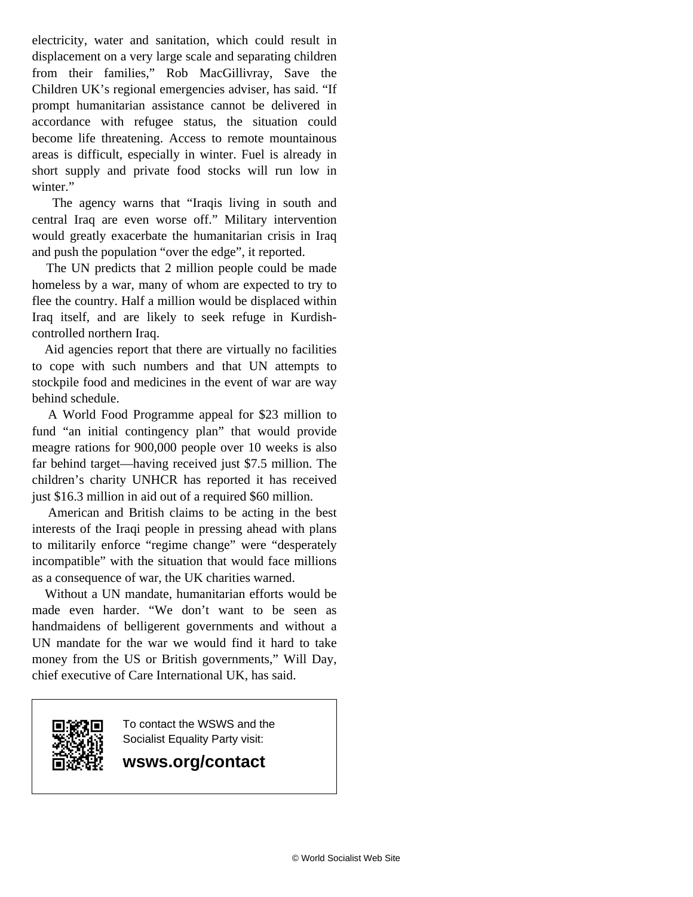electricity, water and sanitation, which could result in displacement on a very large scale and separating children from their families," Rob MacGillivray, Save the Children UK's regional emergencies adviser, has said. "If prompt humanitarian assistance cannot be delivered in accordance with refugee status, the situation could become life threatening. Access to remote mountainous areas is difficult, especially in winter. Fuel is already in short supply and private food stocks will run low in winter."

The agency warns that "Iraqis living in south and central Iraq are even worse off." Military intervention would greatly exacerbate the humanitarian crisis in Iraq and push the population "over the edge", it reported.

The UN predicts that 2 million people could be made homeless by a war, many of whom are expected to try to flee the country. Half a million would be displaced within Iraq itself, and are likely to seek refuge in Kurdish-controlled northern Iraq.

Aid agencies report that there are virtually no facilities to cope with such numbers and that UN attempts to stockpile food and medicines in the event of war are way behind schedule.

A World Food Programme appeal for $23 million to fund "an initial contingency plan" that would provide meagre rations for 900,000 people over 10 weeks is also far behind target—having received just $7.5 million. The children's charity UNHCR has reported it has received just $16.3 million in aid out of a required $60 million.

American and British claims to be acting in the best interests of the Iraqi people in pressing ahead with plans to militarily enforce "regime change" were "desperately incompatible" with the situation that would face millions as a consequence of war, the UK charities warned.

Without a UN mandate, humanitarian efforts would be made even harder. "We don't want to be seen as handmaidens of belligerent governments and without a UN mandate for the war we would find it hard to take money from the US or British governments," Will Day, chief executive of Care International UK, has said.

To contact the WSWS and the Socialist Equality Party visit:

**wsws.org/contact**